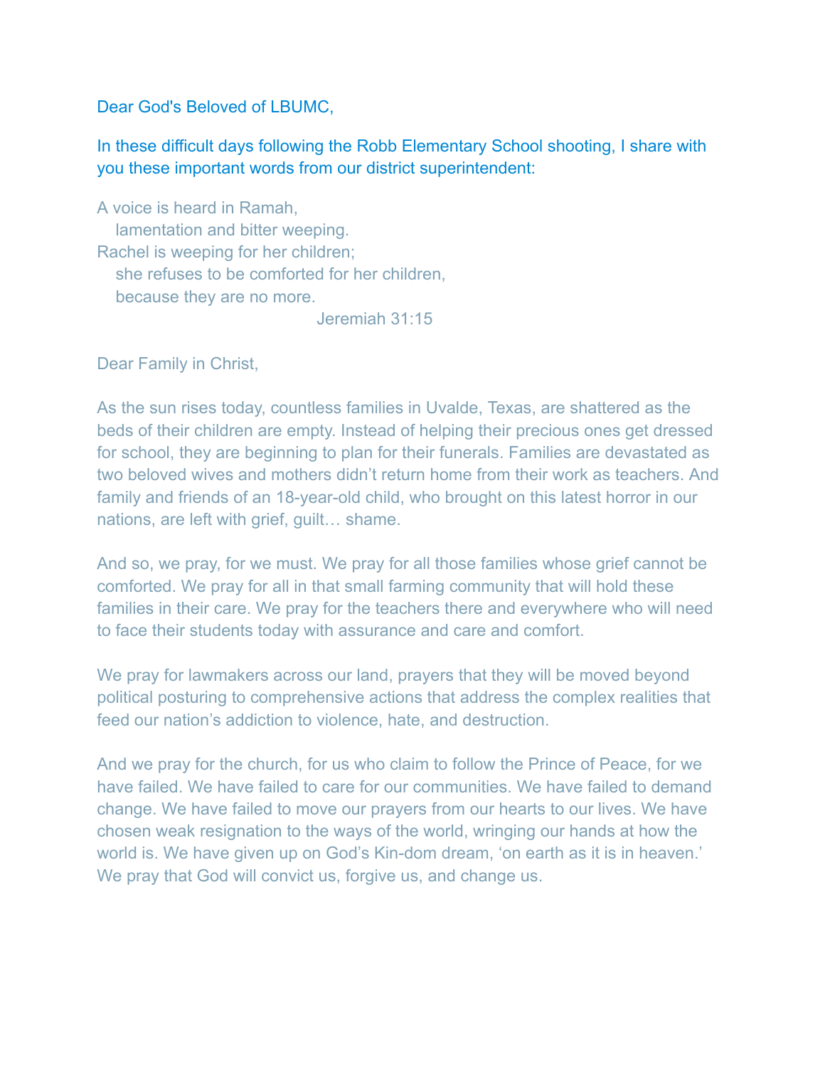Dear God's Beloved of LBUMC,

In these difficult days following the Robb Elementary School shooting, I share with you these important words from our district superintendent:

A voice is heard in Ramah,
  lamentation and bitter weeping.
Rachel is weeping for her children;
  she refuses to be comforted for her children,
  because they are no more.

Jeremiah 31:15

Dear Family in Christ,

As the sun rises today, countless families in Uvalde, Texas, are shattered as the beds of their children are empty. Instead of helping their precious ones get dressed for school, they are beginning to plan for their funerals. Families are devastated as two beloved wives and mothers didn't return home from their work as teachers. And family and friends of an 18-year-old child, who brought on this latest horror in our nations, are left with grief, guilt… shame.

And so, we pray, for we must. We pray for all those families whose grief cannot be comforted. We pray for all in that small farming community that will hold these families in their care. We pray for the teachers there and everywhere who will need to face their students today with assurance and care and comfort.

We pray for lawmakers across our land, prayers that they will be moved beyond political posturing to comprehensive actions that address the complex realities that feed our nation's addiction to violence, hate, and destruction.

And we pray for the church, for us who claim to follow the Prince of Peace, for we have failed. We have failed to care for our communities. We have failed to demand change. We have failed to move our prayers from our hearts to our lives. We have chosen weak resignation to the ways of the world, wringing our hands at how the world is. We have given up on God's Kin-dom dream, 'on earth as it is in heaven.' We pray that God will convict us, forgive us, and change us.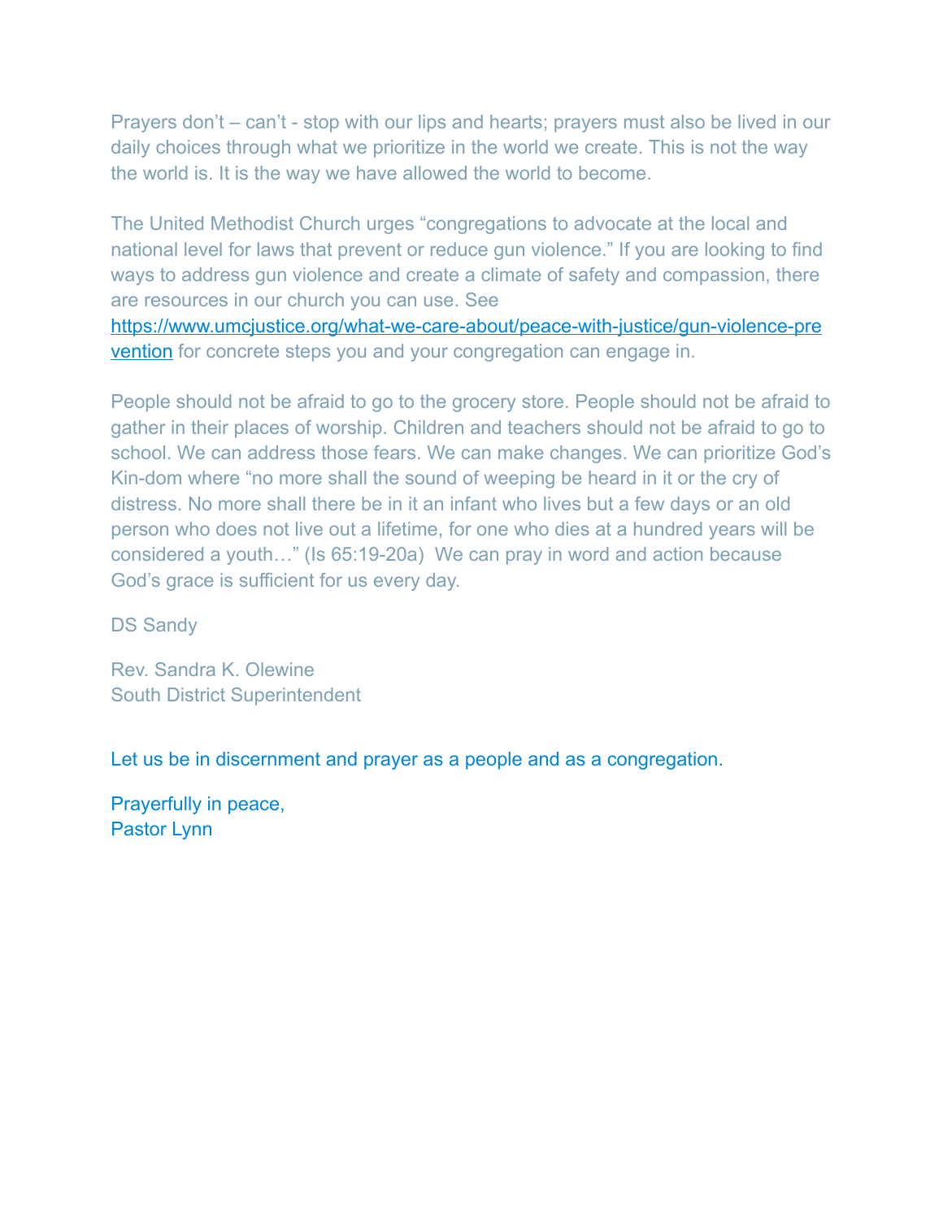Prayers don't – can't - stop with our lips and hearts; prayers must also be lived in our daily choices through what we prioritize in the world we create. This is not the way the world is. It is the way we have allowed the world to become.

The United Methodist Church urges "congregations to advocate at the local and national level for laws that prevent or reduce gun violence." If you are looking to find ways to address gun violence and create a climate of safety and compassion, there are resources in our church you can use. See [https://www.umcjustice.org/what-we-care-about/peace-with-justice/gun-violence-prevention](https://www.umcjustice.org/what-we-care-about/peace-with-justice/gun-violence-prevention) for concrete steps you and your congregation can engage in.

People should not be afraid to go to the grocery store. People should not be afraid to gather in their places of worship. Children and teachers should not be afraid to go to school. We can address those fears. We can make changes. We can prioritize God's Kin-dom where "no more shall the sound of weeping be heard in it or the cry of distress. No more shall there be in it an infant who lives but a few days or an old person who does not live out a lifetime, for one who dies at a hundred years will be considered a youth…" (Is 65:19-20a) We can pray in word and action because God's grace is sufficient for us every day.

DS Sandy

Rev. Sandra K. Olewine
South District Superintendent

Let us be in discernment and prayer as a people and as a congregation.

Prayerfully in peace,
Pastor Lynn